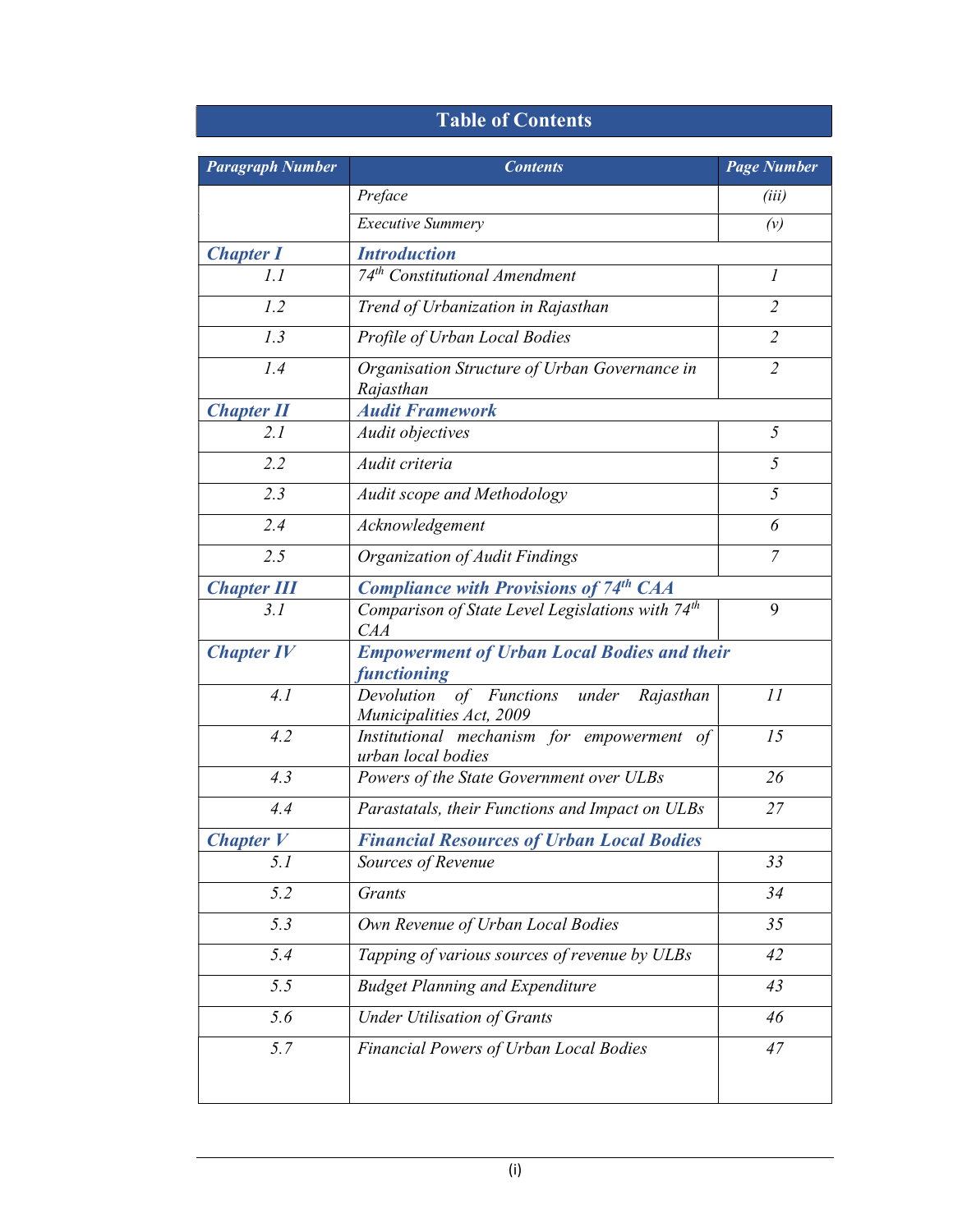# Table of Contents

| Paragraph Number | Contents | Page Number |
|---|---|---|
| | *Preface* | *(iii)* |
| | *Executive Summery* | *(v)* |
| ***Chapter I*** | ***Introduction*** | |
| *1.1* | *74th Constitutional Amendment* | *1* |
| *1.2* | *Trend of Urbanization in Rajasthan* | *2* |
| *1.3* | *Profile of Urban Local Bodies* | *2* |
| *1.4* | *Organisation Structure of Urban Governance in Rajasthan* | *2* |
| ***Chapter II*** | ***Audit Framework*** | |
| *2.1* | *Audit objectives* | *5* |
| *2.2* | *Audit criteria* | *5* |
| *2.3* | *Audit scope and Methodology* | *5* |
| *2.4* | *Acknowledgement* | *6* |
| *2.5* | *Organization of Audit Findings* | *7* |
| ***Chapter III*** | ***Compliance with Provisions of 74th CAA*** | |
| *3.1* | *Comparison of State Level Legislations with 74th CAA* | 9 |
| ***Chapter IV*** | ***Empowerment of Urban Local Bodies and their functioning*** | |
| *4.1* | *Devolution of Functions under Rajasthan Municipalities Act, 2009* | *11* |
| *4.2* | *Institutional mechanism for empowerment of urban local bodies* | *15* |
| *4.3* | *Powers of the State Government over ULBs* | *26* |
| *4.4* | *Parastatals, their Functions and Impact on ULBs* | *27* |
| ***Chapter V*** | ***Financial Resources of Urban Local Bodies*** | |
| *5.1* | *Sources of Revenue* | *33* |
| *5.2* | *Grants* | *34* |
| *5.3* | *Own Revenue of Urban Local Bodies* | *35* |
| *5.4* | *Tapping of various sources of revenue by ULBs* | *42* |
| *5.5* | *Budget Planning and Expenditure* | *43* |
| *5.6* | *Under Utilisation of Grants* | *46* |
| *5.7* | *Financial Powers of Urban Local Bodies* | *47* |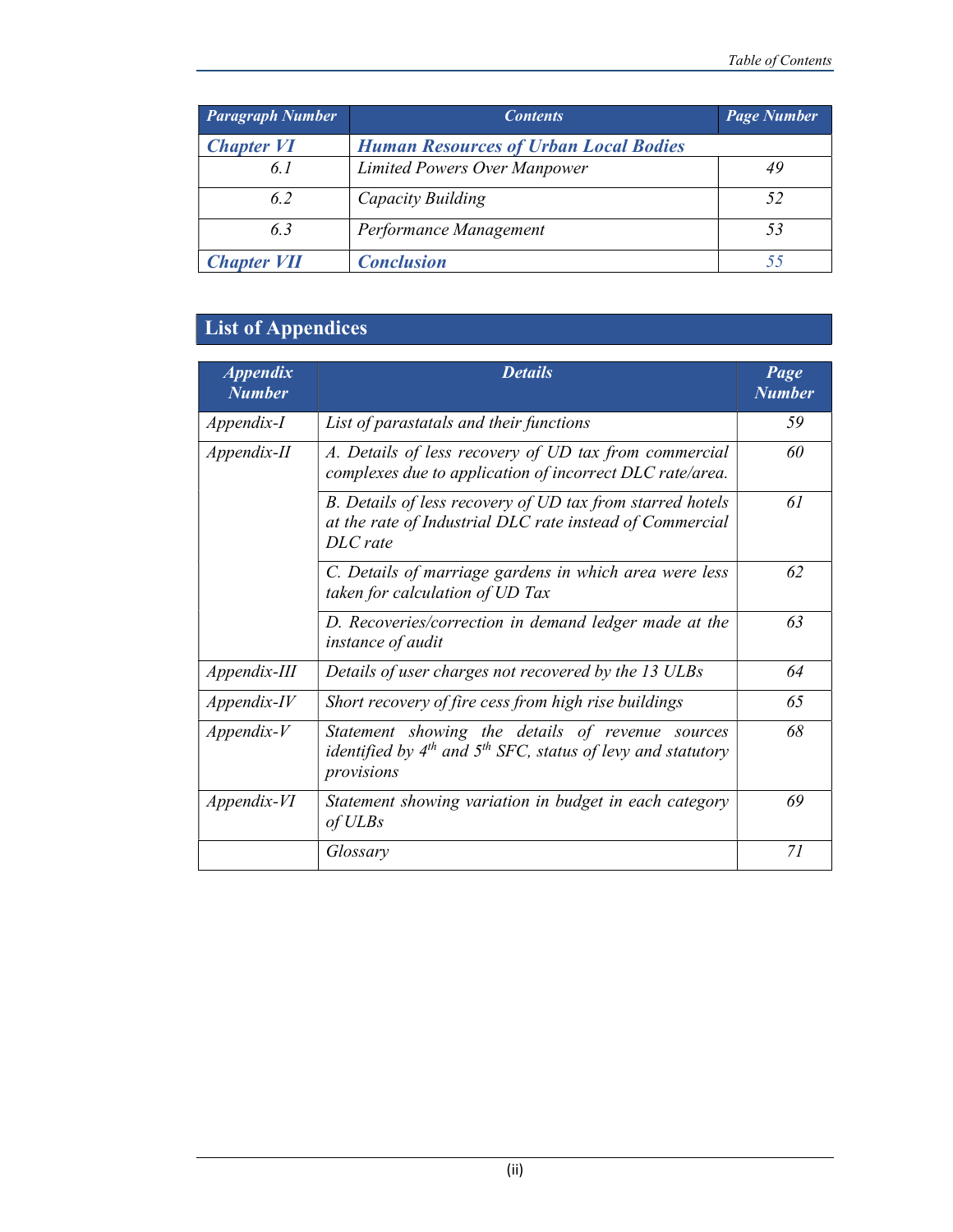| Paragraph Number | Contents | Page Number |
|---|---|---|
| **Chapter VI** | **Human Resources of Urban Local Bodies** | |
| 6.1 | Limited Powers Over Manpower | 49 |
| 6.2 | Capacity Building | 52 |
| 6.3 | Performance Management | 53 |
| **Chapter VII** | **Conclusion** | 55 |

## List of Appendices

| Appendix Number | Details | Page Number |
|---|---|---|
| Appendix-I | List of parastatals and their functions | 59 |
| Appendix-II | A. Details of less recovery of UD tax from commercial complexes due to application of incorrect DLC rate/area. | 60 |
| | B. Details of less recovery of UD tax from starred hotels at the rate of Industrial DLC rate instead of Commercial DLC rate | 61 |
| | C. Details of marriage gardens in which area were less taken for calculation of UD Tax | 62 |
| | D. Recoveries/correction in demand ledger made at the instance of audit | 63 |
| Appendix-III | Details of user charges not recovered by the 13 ULBs | 64 |
| Appendix-IV | Short recovery of fire cess from high rise buildings | 65 |
| Appendix-V | Statement showing the details of revenue sources identified by 4$^{th}$ and 5$^{th}$ SFC, status of levy and statutory provisions | 68 |
| Appendix-VI | Statement showing variation in budget in each category of ULBs | 69 |
| | Glossary | 71 |